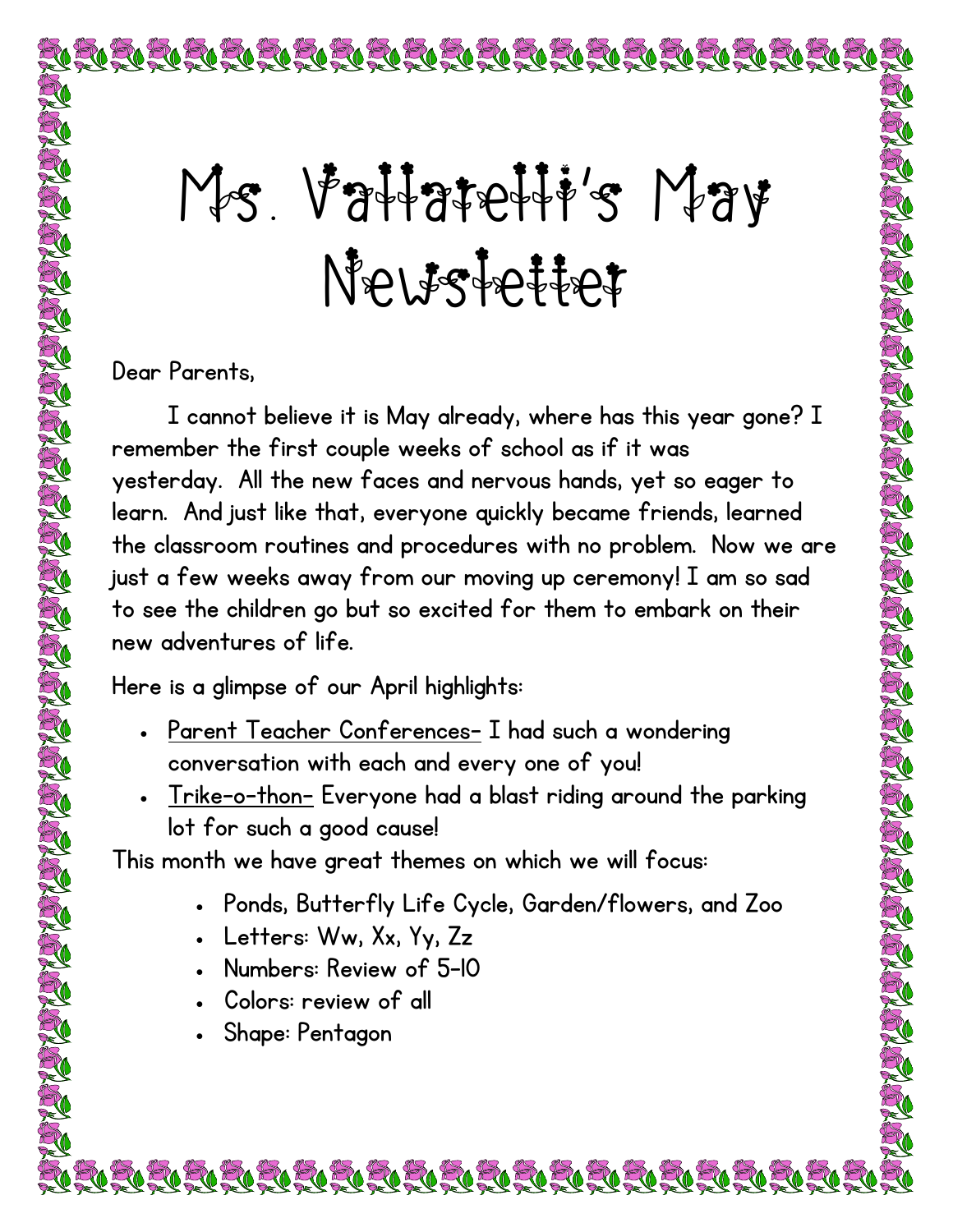# Ms. Vallarelli's May Newsletter

Dear Parents,

I cannot believe it is May already, where has this year gone? I remember the first couple weeks of school as if it was yesterday. All the new faces and nervous hands, yet so eager to learn. And just like that, everyone quickly became friends, learned the classroom routines and procedures with no problem. Now we are just a few weeks away from our moving up ceremony! I am so sad to see the children go but so excited for them to embark on their new adventures of life.

Here is a glimpse of our April highlights:

- Parent Teacher Conferences- I had such a wondering conversation with each and every one of you!
- Trike-o-thon- Everyone had a blast riding around the parking lot for such a good cause!

This month we have great themes on which we will focus:

- Ponds, Butterfly Life Cycle, Garden/flowers, and Zoo
- Letters: Ww, Xx, Yy, Zz
- Numbers: Review of 5-10
- Colors: review of all
- Shape: Pentagon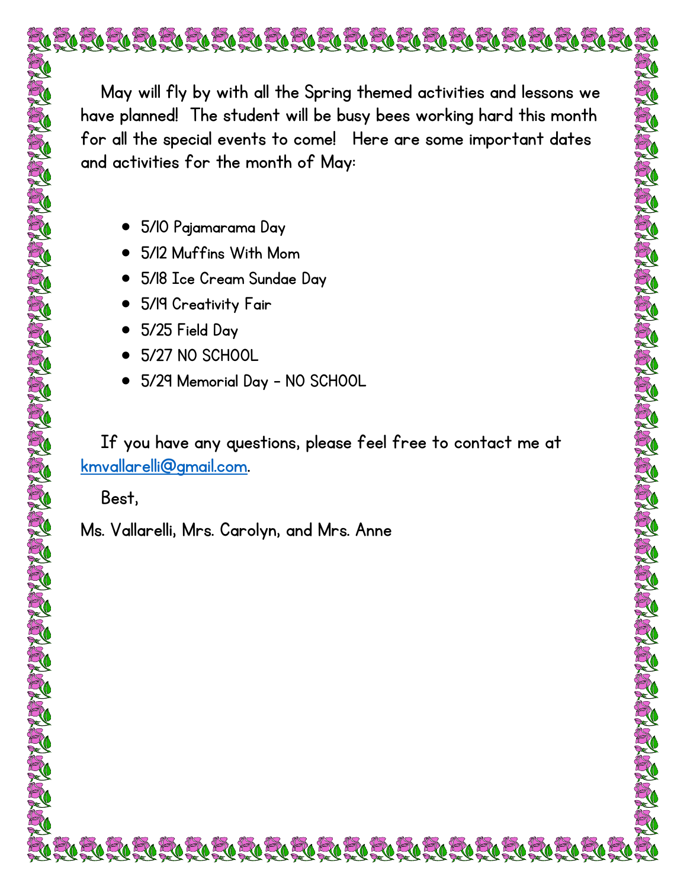May will fly by with all the Spring themed activities and lessons we have planned! The student will be busy bees working hard this month for all the special events to come! Here are some important dates and activities for the month of May:

- 5/10 Pajamarama Day
- 5/12 Muffins With Mom
- 5/18 Ice Cream Sundae Day
- 5/19 Creativity Fair
- 5/25 Field Day
- 5/27 NO SCHOOL
- 5/29 Memorial Day – NO SCHOOL

If you have any questions, please feel free to contact me at [kmvallarelli@gmail.com](mailto:kmvallarelli@gmail.com).

Best,

Ms. Vallarelli, Mrs. Carolyn, and Mrs. Anne